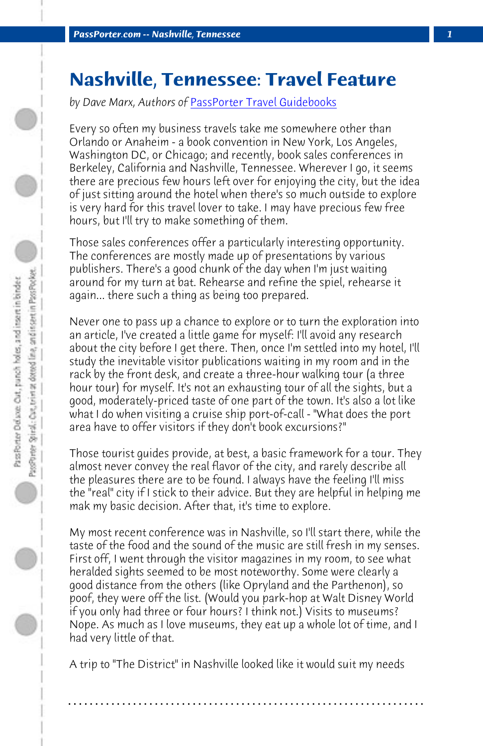# Nashville, Tennessee: Travel Feature

*by Dave Marx, Authors of* [PassPorter Travel Guidebooks]

Every so often my business travels take me somewhere other than Orlando or Anaheim - a book convention in New York, Los Angeles, Washington DC, or Chicago; and recently, book sales conferences in Berkeley, California and Nashville, Tennessee. Wherever I go, it seems there are precious few hours left over for enjoying the city, but the idea of just sitting around the hotel when there's so much outside to explore is very hard for this travel lover to take. I may have precious few free hours, but I'll try to make something of them.

Those sales conferences offer a particularly interesting opportunity. The conferences are mostly made up of presentations by various publishers. There's a good chunk of the day when I'm just waiting around for my turn at bat. Rehearse and refine the spiel, rehearse it again... there such a thing as being too prepared.

Never one to pass up a chance to explore or to turn the exploration into an article, I've created a little game for myself: I'll avoid any research about the city before I get there. Then, once I'm settled into my hotel, I'll study the inevitable visitor publications waiting in my room and in the rack by the front desk, and create a three-hour walking tour (a three hour tour) for myself. It's not an exhausting tour of all the sights, but a good, moderately-priced taste of one part of the town. It's also a lot like what I do when visiting a cruise ship port-of-call - "What does the port area have to offer visitors if they don't book excursions?"

Those tourist guides provide, at best, a basic framework for a tour. They almost never convey the real flavor of the city, and rarely describe all the pleasures there are to be found. I always have the feeling I'll miss the "real" city if I stick to their advice. But they are helpful in helping me mak my basic decision. After that, it's time to explore.

My most recent conference was in Nashville, so I'll start there, while the taste of the food and the sound of the music are still fresh in my senses. First off, I went through the visitor magazines in my room, to see what heralded sights seemed to be most noteworthy. Some were clearly a good distance from the others (like Opryland and the Parthenon), so poof, they were off the list. (Would you park-hop at Walt Disney World if you only had three or four hours? I think not.) Visits to museums? Nope. As much as I love museums, they eat up a whole lot of time, and I had very little of that.

A trip to "The District" in Nashville looked like it would suit my needs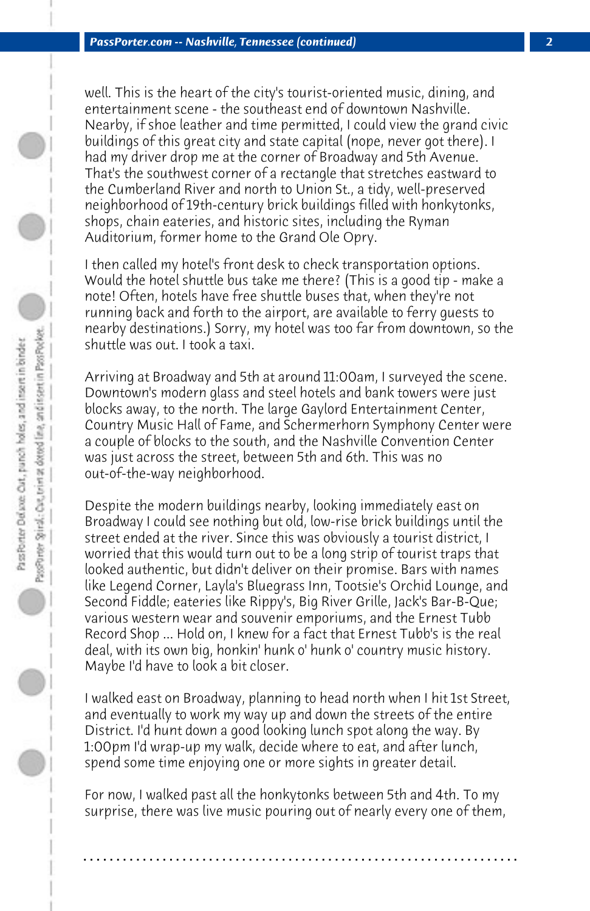well. This is the heart of the city's tourist-oriented music, dining, and entertainment scene - the southeast end of downtown Nashville. Nearby, if shoe leather and time permitted, I could view the grand civic buildings of this great city and state capital (nope, never got there). I had my driver drop me at the corner of Broadway and 5th Avenue. That's the southwest corner of a rectangle that stretches eastward to the Cumberland River and north to Union St., a tidy, well-preserved neighborhood of 19th-century brick buildings filled with honkytonks, shops, chain eateries, and historic sites, including the Ryman Auditorium, former home to the Grand Ole Opry.

I then called my hotel's front desk to check transportation options. Would the hotel shuttle bus take me there? (This is a good tip - make a note! Often, hotels have free shuttle buses that, when they're not running back and forth to the airport, are available to ferry guests to nearby destinations.) Sorry, my hotel was too far from downtown, so the shuttle was out. I took a taxi.

Arriving at Broadway and 5th at around 11:00am, I surveyed the scene. Downtown's modern glass and steel hotels and bank towers were just blocks away, to the north. The large Gaylord Entertainment Center, Country Music Hall of Fame, and Schermerhorn Symphony Center were a couple of blocks to the south, and the Nashville Convention Center was just across the street, between 5th and 6th. This was no out-of-the-way neighborhood.

Despite the modern buildings nearby, looking immediately east on Broadway I could see nothing but old, low-rise brick buildings until the street ended at the river. Since this was obviously a tourist district, I worried that this would turn out to be a long strip of tourist traps that looked authentic, but didn't deliver on their promise. Bars with names like Legend Corner, Layla's Bluegrass Inn, Tootsie's Orchid Lounge, and Second Fiddle; eateries like Rippy's, Big River Grille, Jack's Bar-B-Que; various western wear and souvenir emporiums, and the Ernest Tubb Record Shop ... Hold on, I knew for a fact that Ernest Tubb's is the real deal, with its own big, honkin' hunk o' hunk o' country music history. Maybe I'd have to look a bit closer.

I walked east on Broadway, planning to head north when I hit 1st Street, and eventually to work my way up and down the streets of the entire District. I'd hunt down a good looking lunch spot along the way. By 1:00pm I'd wrap-up my walk, decide where to eat, and after lunch, spend some time enjoying one or more sights in greater detail.

For now, I walked past all the honkytonks between 5th and 4th. To my surprise, there was live music pouring out of nearly every one of them,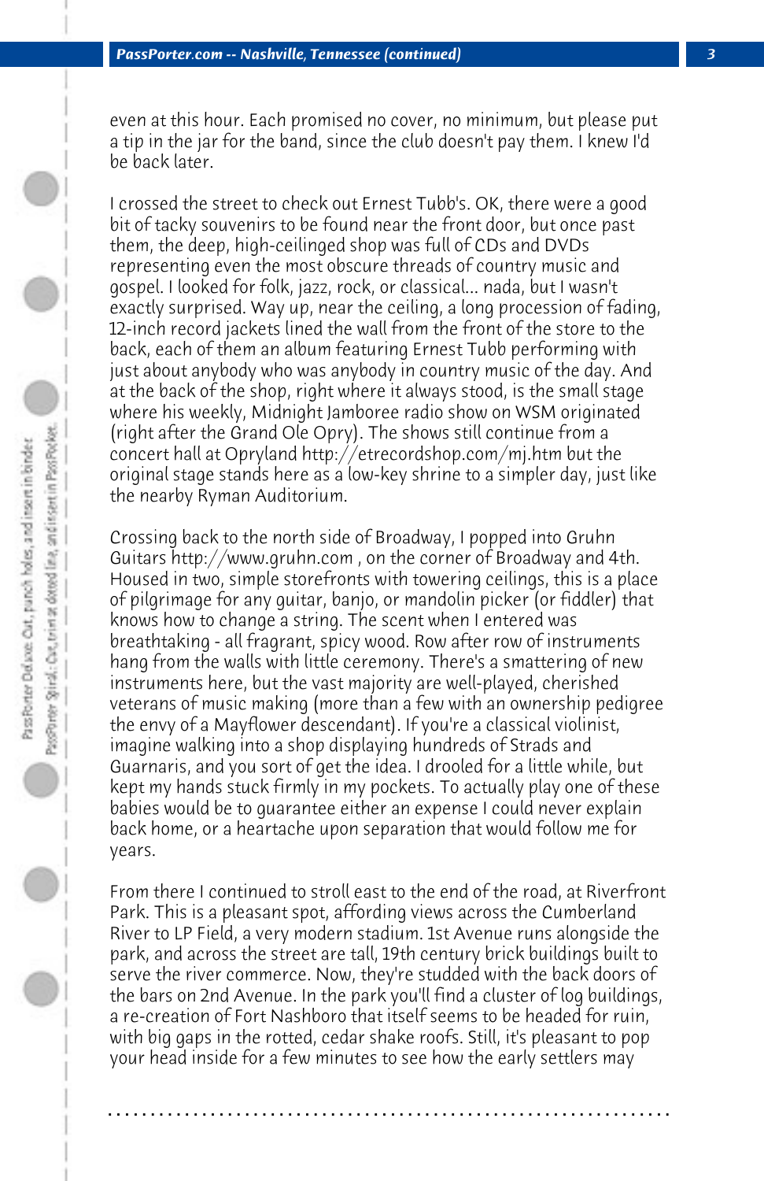even at this hour. Each promised no cover, no minimum, but please put a tip in the jar for the band, since the club doesn't pay them. I knew I'd be back later.

I crossed the street to check out Ernest Tubb's. OK, there were a good bit of tacky souvenirs to be found near the front door, but once past them, the deep, high-ceilinged shop was full of CDs and DVDs representing even the most obscure threads of country music and gospel. I looked for folk, jazz, rock, or classical... nada, but I wasn't exactly surprised. Way up, near the ceiling, a long procession of fading, 12-inch record jackets lined the wall from the front of the store to the back, each of them an album featuring Ernest Tubb performing with just about anybody who was anybody in country music of the day. And at the back of the shop, right where it always stood, is the small stage where his weekly, Midnight Jamboree radio show on WSM originated (right after the Grand Ole Opry). The shows still continue from a concert hall at Opryland http://etrecordshop.com/mj.htm but the original stage stands here as a low-key shrine to a simpler day, just like the nearby Ryman Auditorium.

Crossing back to the north side of Broadway, I popped into Gruhn Guitars http://www.gruhn.com , on the corner of Broadway and 4th. Housed in two, simple storefronts with towering ceilings, this is a place of pilgrimage for any guitar, banjo, or mandolin picker (or fiddler) that knows how to change a string. The scent when I entered was breathtaking - all fragrant, spicy wood. Row after row of instruments hang from the walls with little ceremony. There's a smattering of new instruments here, but the vast majority are well-played, cherished veterans of music making (more than a few with an ownership pedigree the envy of a Mayflower descendant). If you're a classical violinist, imagine walking into a shop displaying hundreds of Strads and Guarnaris, and you sort of get the idea. I drooled for a little while, but kept my hands stuck firmly in my pockets. To actually play one of these babies would be to guarantee either an expense I could never explain back home, or a heartache upon separation that would follow me for years.

From there I continued to stroll east to the end of the road, at Riverfront Park. This is a pleasant spot, affording views across the Cumberland River to LP Field, a very modern stadium. 1st Avenue runs alongside the park, and across the street are tall, 19th century brick buildings built to serve the river commerce. Now, they're studded with the back doors of the bars on 2nd Avenue. In the park you'll find a cluster of log buildings, a re-creation of Fort Nashboro that itself seems to be headed for ruin, with big gaps in the rotted, cedar shake roofs. Still, it's pleasant to pop your head inside for a few minutes to see how the early settlers may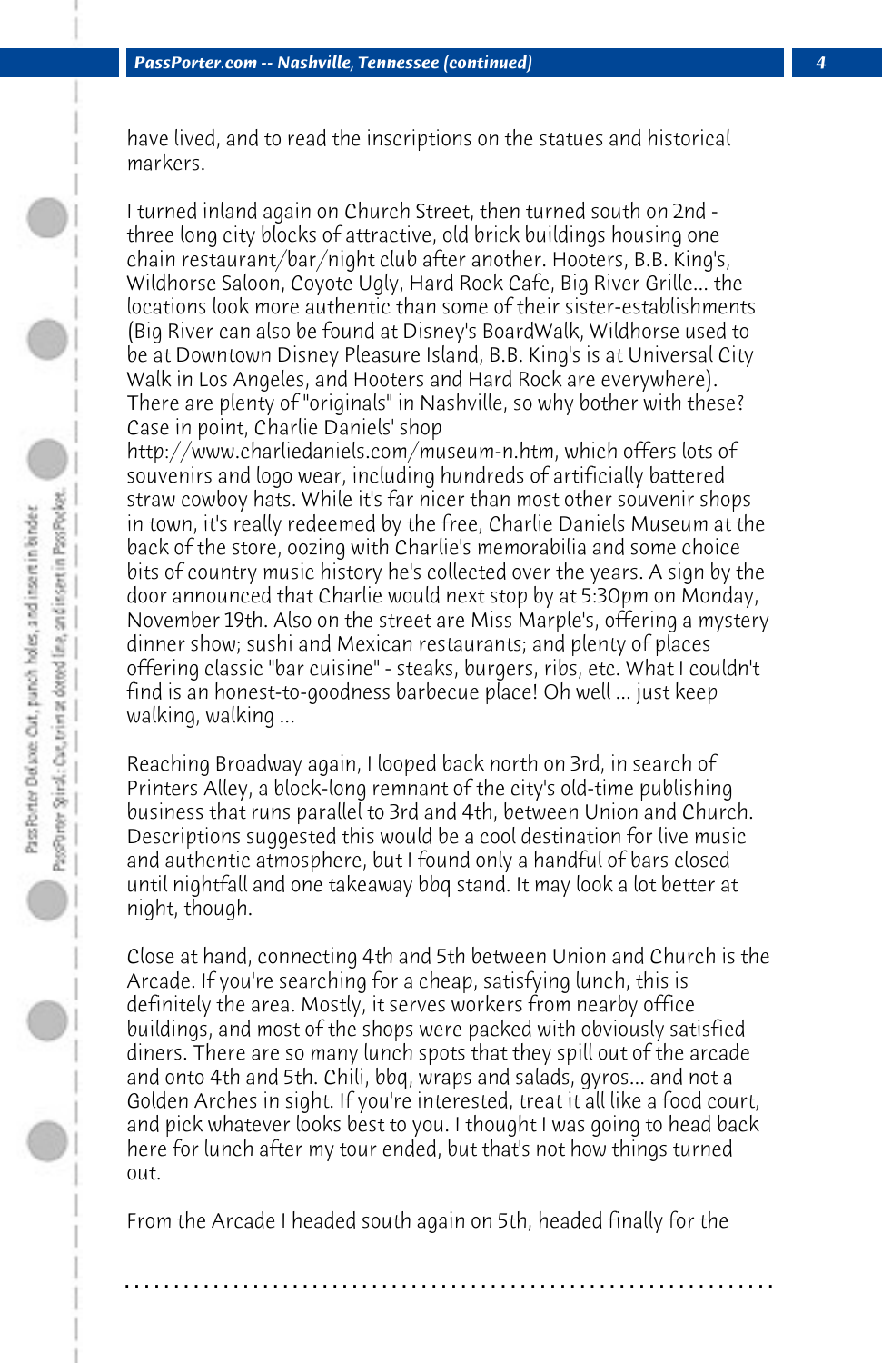have lived, and to read the inscriptions on the statues and historical markers.

I turned inland again on Church Street, then turned south on 2nd - three long city blocks of attractive, old brick buildings housing one chain restaurant/bar/night club after another. Hooters, B.B. King's, Wildhorse Saloon, Coyote Ugly, Hard Rock Cafe, Big River Grille... the locations look more authentic than some of their sister-establishments (Big River can also be found at Disney's BoardWalk, Wildhorse used to be at Downtown Disney Pleasure Island, B.B. King's is at Universal City Walk in Los Angeles, and Hooters and Hard Rock are everywhere). There are plenty of "originals" in Nashville, so why bother with these? Case in point, Charlie Daniels' shop http://www.charliedaniels.com/museum-n.htm, which offers lots of souvenirs and logo wear, including hundreds of artificially battered straw cowboy hats. While it's far nicer than most other souvenir shops in town, it's really redeemed by the free, Charlie Daniels Museum at the back of the store, oozing with Charlie's memorabilia and some choice bits of country music history he's collected over the years. A sign by the door announced that Charlie would next stop by at 5:30pm on Monday, November 19th. Also on the street are Miss Marple's, offering a mystery dinner show; sushi and Mexican restaurants; and plenty of places offering classic "bar cuisine" - steaks, burgers, ribs, etc. What I couldn't find is an honest-to-goodness barbecue place! Oh well ... just keep walking, walking ...

Reaching Broadway again, I looped back north on 3rd, in search of Printers Alley, a block-long remnant of the city's old-time publishing business that runs parallel to 3rd and 4th, between Union and Church. Descriptions suggested this would be a cool destination for live music and authentic atmosphere, but I found only a handful of bars closed until nightfall and one takeaway bbq stand. It may look a lot better at night, though.

Close at hand, connecting 4th and 5th between Union and Church is the Arcade. If you're searching for a cheap, satisfying lunch, this is definitely the area. Mostly, it serves workers from nearby office buildings, and most of the shops were packed with obviously satisfied diners. There are so many lunch spots that they spill out of the arcade and onto 4th and 5th. Chili, bbq, wraps and salads, gyros... and not a Golden Arches in sight. If you're interested, treat it all like a food court, and pick whatever looks best to you. I thought I was going to head back here for lunch after my tour ended, but that's not how things turned out.

From the Arcade I headed south again on 5th, headed finally for the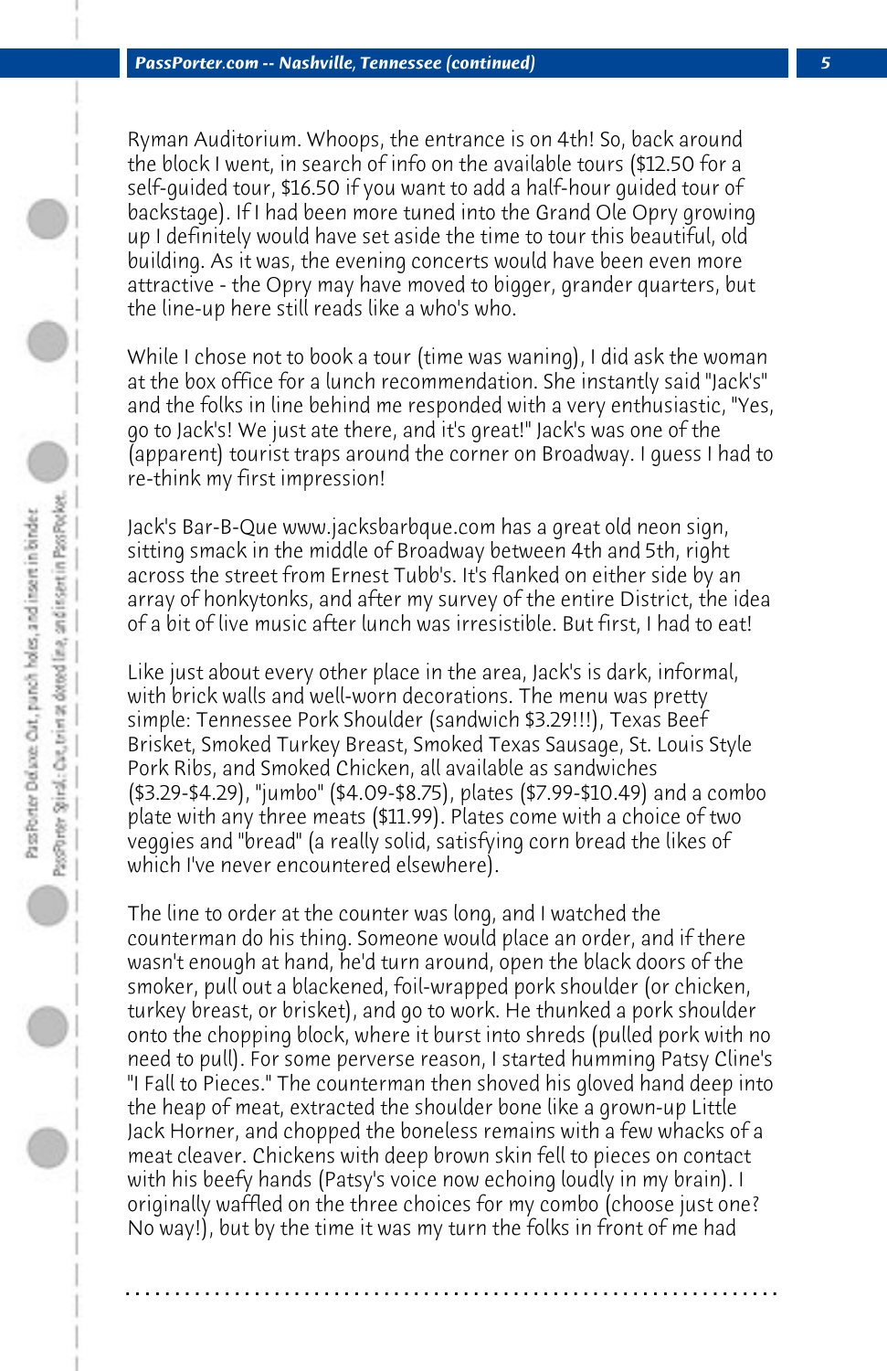Ryman Auditorium. Whoops, the entrance is on 4th! So, back around the block I went, in search of info on the available tours ($12.50 for a self-guided tour, $16.50 if you want to add a half-hour guided tour of backstage). If I had been more tuned into the Grand Ole Opry growing up I definitely would have set aside the time to tour this beautiful, old building. As it was, the evening concerts would have been even more attractive - the Opry may have moved to bigger, grander quarters, but the line-up here still reads like a who's who.

While I chose not to book a tour (time was waning), I did ask the woman at the box office for a lunch recommendation. She instantly said "Jack's" and the folks in line behind me responded with a very enthusiastic, "Yes, go to Jack's! We just ate there, and it's great!" Jack's was one of the (apparent) tourist traps around the corner on Broadway. I guess I had to re-think my first impression!

Jack's Bar-B-Que www.jacksbarbque.com has a great old neon sign, sitting smack in the middle of Broadway between 4th and 5th, right across the street from Ernest Tubb's. It's flanked on either side by an array of honkytonks, and after my survey of the entire District, the idea of a bit of live music after lunch was irresistible. But first, I had to eat!

Like just about every other place in the area, Jack's is dark, informal, with brick walls and well-worn decorations. The menu was pretty simple: Tennessee Pork Shoulder (sandwich $3.29!!!), Texas Beef Brisket, Smoked Turkey Breast, Smoked Texas Sausage, St. Louis Style Pork Ribs, and Smoked Chicken, all available as sandwiches ($3.29-$4.29), "jumbo" ($4.09-$8.75), plates ($7.99-$10.49) and a combo plate with any three meats ($11.99). Plates come with a choice of two veggies and "bread" (a really solid, satisfying corn bread the likes of which I've never encountered elsewhere).

The line to order at the counter was long, and I watched the counterman do his thing. Someone would place an order, and if there wasn't enough at hand, he'd turn around, open the black doors of the smoker, pull out a blackened, foil-wrapped pork shoulder (or chicken, turkey breast, or brisket), and go to work. He thunked a pork shoulder onto the chopping block, where it burst into shreds (pulled pork with no need to pull). For some perverse reason, I started humming Patsy Cline's "I Fall to Pieces." The counterman then shoved his gloved hand deep into the heap of meat, extracted the shoulder bone like a grown-up Little Jack Horner, and chopped the boneless remains with a few whacks of a meat cleaver. Chickens with deep brown skin fell to pieces on contact with his beefy hands (Patsy's voice now echoing loudly in my brain). I originally waffled on the three choices for my combo (choose just one? No way!), but by the time it was my turn the folks in front of me had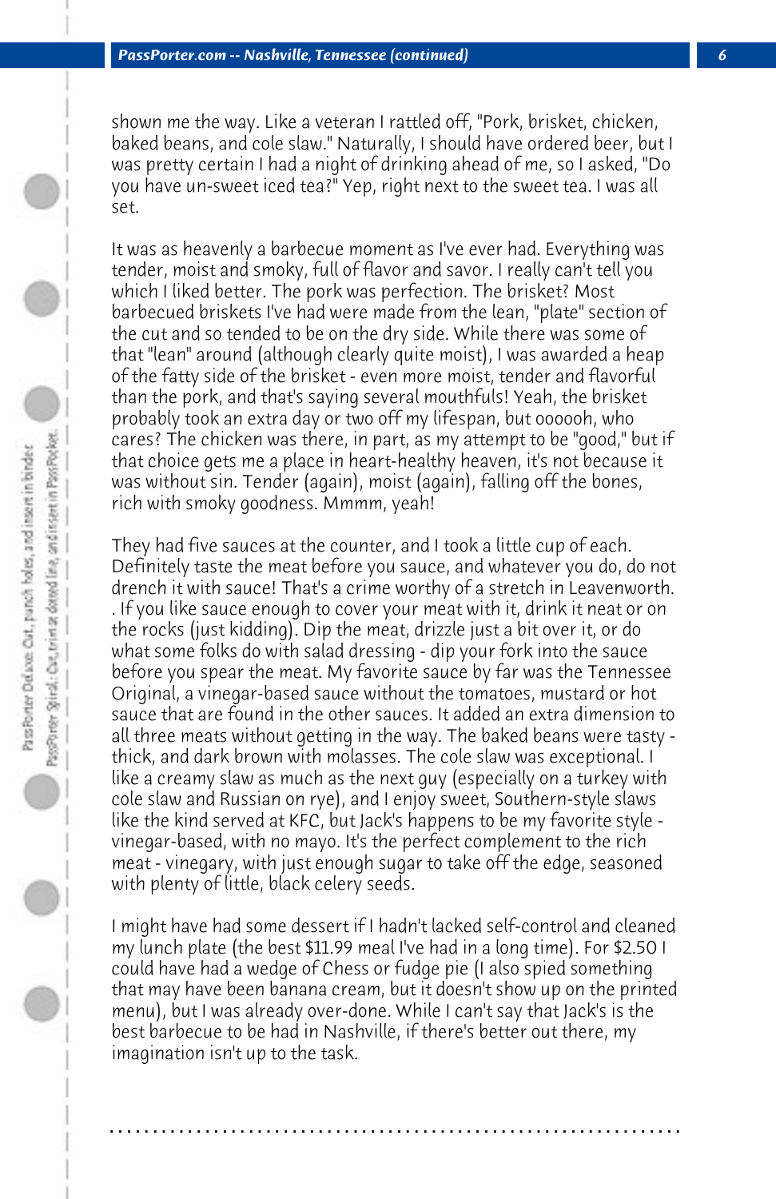shown me the way. Like a veteran I rattled off, "Pork, brisket, chicken, baked beans, and cole slaw." Naturally, I should have ordered beer, but I was pretty certain I had a night of drinking ahead of me, so I asked, "Do you have un-sweet iced tea?" Yep, right next to the sweet tea. I was all set.

It was as heavenly a barbecue moment as I've ever had. Everything was tender, moist and smoky, full of flavor and savor. I really can't tell you which I liked better. The pork was perfection. The brisket? Most barbecued briskets I've had were made from the lean, "plate" section of the cut and so tended to be on the dry side. While there was some of that "lean" around (although clearly quite moist), I was awarded a heap of the fatty side of the brisket - even more moist, tender and flavorful than the pork, and that's saying several mouthfuls! Yeah, the brisket probably took an extra day or two off my lifespan, but oooooh, who cares? The chicken was there, in part, as my attempt to be "good," but if that choice gets me a place in heart-healthy heaven, it's not because it was without sin. Tender (again), moist (again), falling off the bones, rich with smoky goodness. Mmmm, yeah!

They had five sauces at the counter, and I took a little cup of each. Definitely taste the meat before you sauce, and whatever you do, do not drench it with sauce! That's a crime worthy of a stretch in Leavenworth. . If you like sauce enough to cover your meat with it, drink it neat or on the rocks (just kidding). Dip the meat, drizzle just a bit over it, or do what some folks do with salad dressing - dip your fork into the sauce before you spear the meat. My favorite sauce by far was the Tennessee Original, a vinegar-based sauce without the tomatoes, mustard or hot sauce that are found in the other sauces. It added an extra dimension to all three meats without getting in the way. The baked beans were tasty - thick, and dark brown with molasses. The cole slaw was exceptional. I like a creamy slaw as much as the next guy (especially on a turkey with cole slaw and Russian on rye), and I enjoy sweet, Southern-style slaws like the kind served at KFC, but Jack's happens to be my favorite style - vinegar-based, with no mayo. It's the perfect complement to the rich meat - vinegary, with just enough sugar to take off the edge, seasoned with plenty of little, black celery seeds.

I might have had some dessert if I hadn't lacked self-control and cleaned my lunch plate (the best $11.99 meal I've had in a long time). For $2.50 I could have had a wedge of Chess or fudge pie (I also spied something that may have been banana cream, but it doesn't show up on the printed menu), but I was already over-done. While I can't say that Jack's is the best barbecue to be had in Nashville, if there's better out there, my imagination isn't up to the task.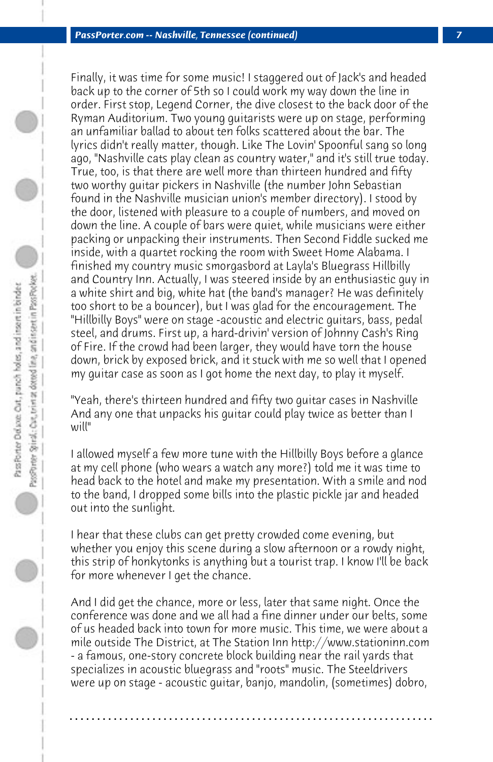Finally, it was time for some music! I staggered out of Jack's and headed back up to the corner of 5th so I could work my way down the line in order. First stop, Legend Corner, the dive closest to the back door of the Ryman Auditorium. Two young guitarists were up on stage, performing an unfamiliar ballad to about ten folks scattered about the bar. The lyrics didn't really matter, though. Like The Lovin' Spoonful sang so long ago, "Nashville cats play clean as country water," and it's still true today. True, too, is that there are well more than thirteen hundred and fifty two worthy guitar pickers in Nashville (the number John Sebastian found in the Nashville musician union's member directory). I stood by the door, listened with pleasure to a couple of numbers, and moved on down the line. A couple of bars were quiet, while musicians were either packing or unpacking their instruments. Then Second Fiddle sucked me inside, with a quartet rocking the room with Sweet Home Alabama. I finished my country music smorgasbord at Layla's Bluegrass Hillbilly and Country Inn. Actually, I was steered inside by an enthusiastic guy in a white shirt and big, white hat (the band's manager? He was definitely too short to be a bouncer), but I was glad for the encouragement. The "Hillbilly Boys" were on stage -acoustic and electric guitars, bass, pedal steel, and drums. First up, a hard-drivin' version of Johnny Cash's Ring of Fire. If the crowd had been larger, they would have torn the house down, brick by exposed brick, and it stuck with me so well that I opened my guitar case as soon as I got home the next day, to play it myself.

"Yeah, there's thirteen hundred and fifty two guitar cases in Nashville
And any one that unpacks his guitar could play twice as better than I will"

I allowed myself a few more tune with the Hillbilly Boys before a glance at my cell phone (who wears a watch any more?) told me it was time to head back to the hotel and make my presentation. With a smile and nod to the band, I dropped some bills into the plastic pickle jar and headed out into the sunlight.

I hear that these clubs can get pretty crowded come evening, but whether you enjoy this scene during a slow afternoon or a rowdy night, this strip of honkytonks is anything but a tourist trap. I know I'll be back for more whenever I get the chance.

And I did get the chance, more or less, later that same night. Once the conference was done and we all had a fine dinner under our belts, some of us headed back into town for more music. This time, we were about a mile outside The District, at The Station Inn http://www.stationinn.com - a famous, one-story concrete block building near the rail yards that specializes in acoustic bluegrass and "roots" music. The Steeldrivers were up on stage - acoustic guitar, banjo, mandolin, (sometimes) dobro,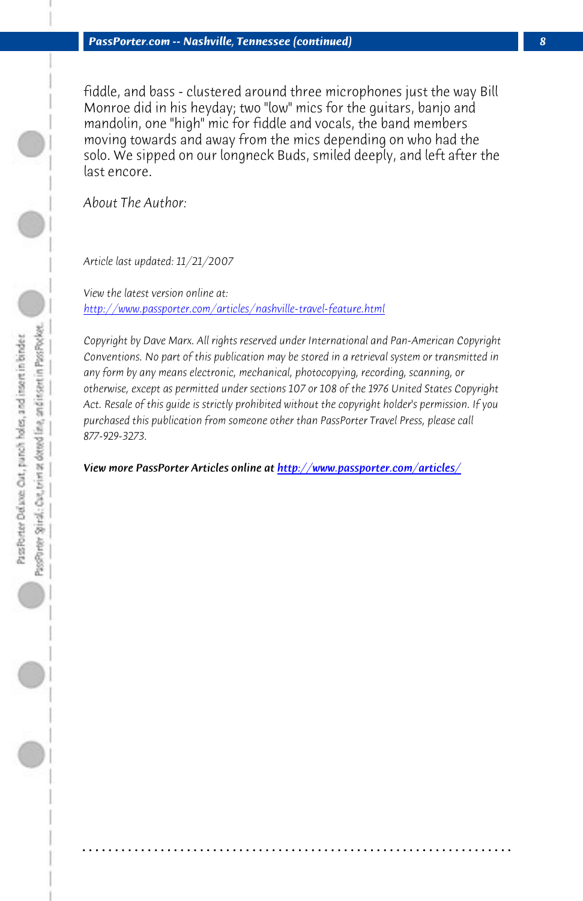fiddle, and bass - clustered around three microphones just the way Bill Monroe did in his heyday; two "low" mics for the guitars, banjo and mandolin, one "high" mic for fiddle and vocals, the band members moving towards and away from the mics depending on who had the solo. We sipped on our longneck Buds, smiled deeply, and left after the last encore.

*About The Author:*

*Article last updated: 11/21/2007*

*View the latest version online at:*
*[http://www.passporter.com/articles/nashville-travel-feature.html](http://www.passporter.com/articles/nashville-travel-feature.html)*

*Copyright by Dave Marx. All rights reserved under International and Pan-American Copyright Conventions. No part of this publication may be stored in a retrieval system or transmitted in any form by any means electronic, mechanical, photocopying, recording, scanning, or otherwise, except as permitted under sections 107 or 108 of the 1976 United States Copyright Act. Resale of this guide is strictly prohibited without the copyright holder's permission. If you purchased this publication from someone other than PassPorter Travel Press, please call 877-929-3273.*

***View more PassPorter Articles online at [http://www.passporter.com/articles/](http://www.passporter.com/articles/)***